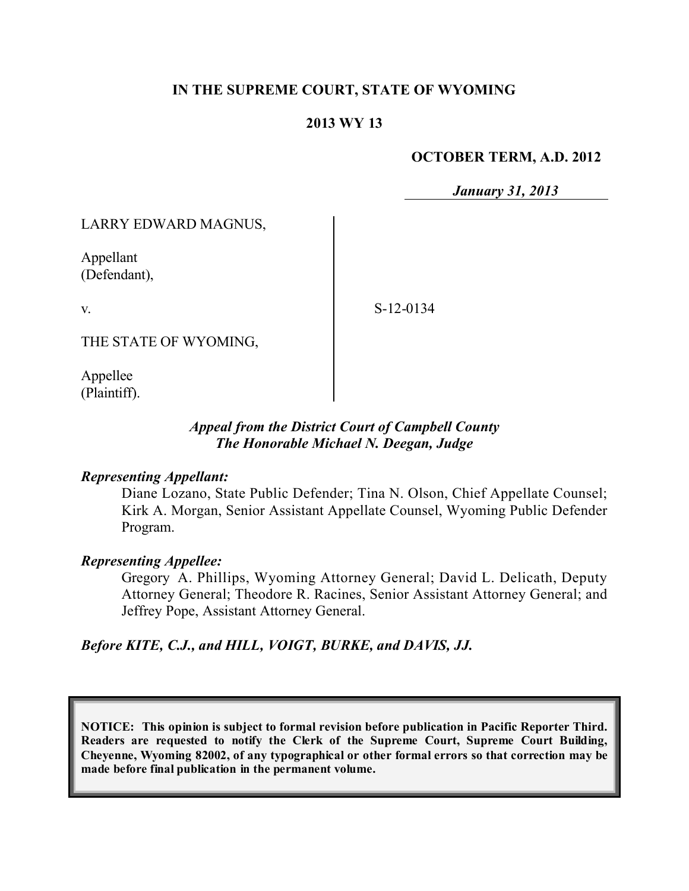**IN THE SUPREME COURT, STATE OF WYOMING**

**2013 WY 13**

**OCTOBER TERM, A.D. 2012**

***January 31, 2013***

LARRY EDWARD MAGNUS,

Appellant
(Defendant),

v.

THE STATE OF WYOMING,

Appellee
(Plaintiff).

S-12-0134

*Appeal from the District Court of Campbell County*
*The Honorable Michael N. Deegan, Judge*

***Representing Appellant:***

Diane Lozano, State Public Defender; Tina N. Olson, Chief Appellate Counsel; Kirk A. Morgan, Senior Assistant Appellate Counsel, Wyoming Public Defender Program.

***Representing Appellee:***

Gregory A. Phillips, Wyoming Attorney General; David L. Delicath, Deputy Attorney General; Theodore R. Racines, Senior Assistant Attorney General; and Jeffrey Pope, Assistant Attorney General.

***Before KITE, C.J., and HILL, VOIGT, BURKE, and DAVIS, JJ.***

**NOTICE: This opinion is subject to formal revision before publication in Pacific Reporter Third. Readers are requested to notify the Clerk of the Supreme Court, Supreme Court Building, Cheyenne, Wyoming 82002, of any typographical or other formal errors so that correction may be made before final publication in the permanent volume.**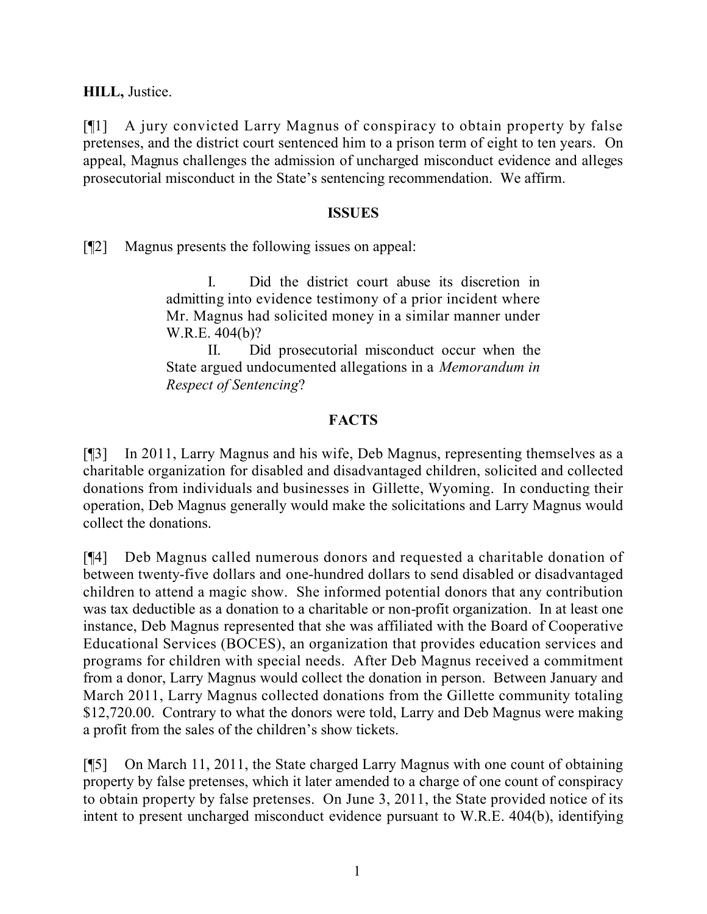**HILL,** Justice.

[¶1] A jury convicted Larry Magnus of conspiracy to obtain property by false pretenses, and the district court sentenced him to a prison term of eight to ten years. On appeal, Magnus challenges the admission of uncharged misconduct evidence and alleges prosecutorial misconduct in the State's sentencing recommendation. We affirm.

## ISSUES

[¶2] Magnus presents the following issues on appeal:

> I. Did the district court abuse its discretion in admitting into evidence testimony of a prior incident where Mr. Magnus had solicited money in a similar manner under W.R.E. 404(b)?
>
> II. Did prosecutorial misconduct occur when the State argued undocumented allegations in a *Memorandum in Respect of Sentencing*?

## FACTS

[¶3] In 2011, Larry Magnus and his wife, Deb Magnus, representing themselves as a charitable organization for disabled and disadvantaged children, solicited and collected donations from individuals and businesses in Gillette, Wyoming. In conducting their operation, Deb Magnus generally would make the solicitations and Larry Magnus would collect the donations.

[¶4] Deb Magnus called numerous donors and requested a charitable donation of between twenty-five dollars and one-hundred dollars to send disabled or disadvantaged children to attend a magic show. She informed potential donors that any contribution was tax deductible as a donation to a charitable or non-profit organization. In at least one instance, Deb Magnus represented that she was affiliated with the Board of Cooperative Educational Services (BOCES), an organization that provides education services and programs for children with special needs. After Deb Magnus received a commitment from a donor, Larry Magnus would collect the donation in person. Between January and March 2011, Larry Magnus collected donations from the Gillette community totaling $12,720.00. Contrary to what the donors were told, Larry and Deb Magnus were making a profit from the sales of the children's show tickets.

[¶5] On March 11, 2011, the State charged Larry Magnus with one count of obtaining property by false pretenses, which it later amended to a charge of one count of conspiracy to obtain property by false pretenses. On June 3, 2011, the State provided notice of its intent to present uncharged misconduct evidence pursuant to W.R.E. 404(b), identifying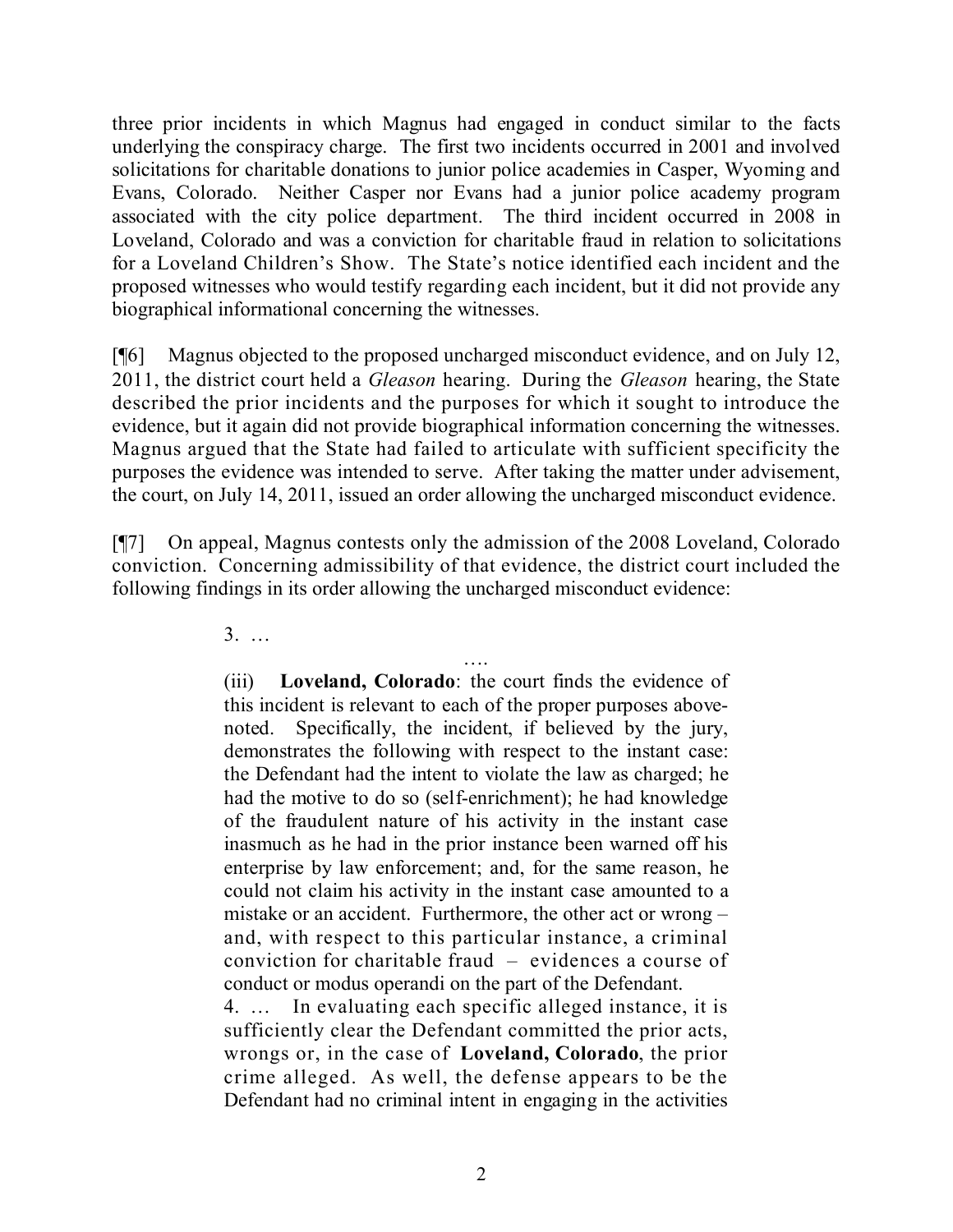three prior incidents in which Magnus had engaged in conduct similar to the facts underlying the conspiracy charge. The first two incidents occurred in 2001 and involved solicitations for charitable donations to junior police academies in Casper, Wyoming and Evans, Colorado. Neither Casper nor Evans had a junior police academy program associated with the city police department. The third incident occurred in 2008 in Loveland, Colorado and was a conviction for charitable fraud in relation to solicitations for a Loveland Children's Show. The State's notice identified each incident and the proposed witnesses who would testify regarding each incident, but it did not provide any biographical informational concerning the witnesses.

[¶6] Magnus objected to the proposed uncharged misconduct evidence, and on July 12, 2011, the district court held a *Gleason* hearing. During the *Gleason* hearing, the State described the prior incidents and the purposes for which it sought to introduce the evidence, but it again did not provide biographical information concerning the witnesses. Magnus argued that the State had failed to articulate with sufficient specificity the purposes the evidence was intended to serve. After taking the matter under advisement, the court, on July 14, 2011, issued an order allowing the uncharged misconduct evidence.

[¶7] On appeal, Magnus contests only the admission of the 2008 Loveland, Colorado conviction. Concerning admissibility of that evidence, the district court included the following findings in its order allowing the uncharged misconduct evidence:

> 3. …
>
> ….
>
> (iii) **Loveland, Colorado**: the court finds the evidence of this incident is relevant to each of the proper purposes above-noted. Specifically, the incident, if believed by the jury, demonstrates the following with respect to the instant case: the Defendant had the intent to violate the law as charged; he had the motive to do so (self-enrichment); he had knowledge of the fraudulent nature of his activity in the instant case inasmuch as he had in the prior instance been warned off his enterprise by law enforcement; and, for the same reason, he could not claim his activity in the instant case amounted to a mistake or an accident. Furthermore, the other act or wrong – and, with respect to this particular instance, a criminal conviction for charitable fraud – evidences a course of conduct or modus operandi on the part of the Defendant.
>
> 4. … In evaluating each specific alleged instance, it is sufficiently clear the Defendant committed the prior acts, wrongs or, in the case of **Loveland, Colorado**, the prior crime alleged. As well, the defense appears to be the Defendant had no criminal intent in engaging in the activities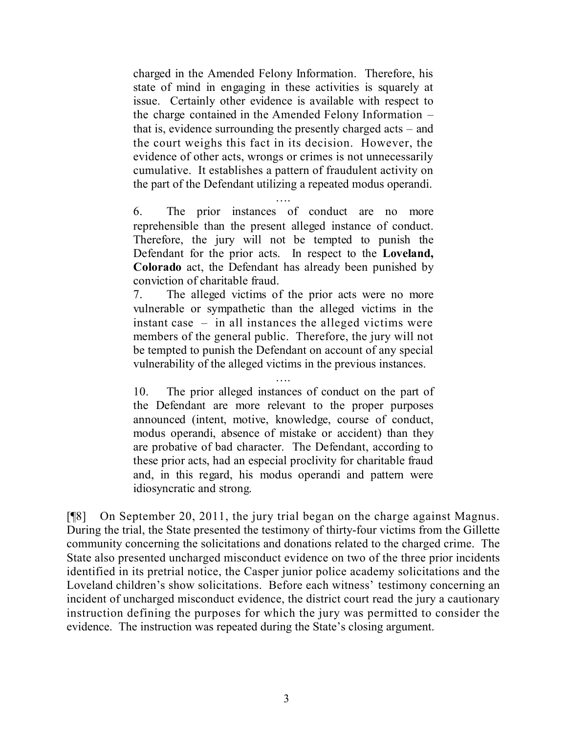> charged in the Amended Felony Information. Therefore, his state of mind in engaging in these activities is squarely at issue. Certainly other evidence is available with respect to the charge contained in the Amended Felony Information – that is, evidence surrounding the presently charged acts – and the court weighs this fact in its decision. However, the evidence of other acts, wrongs or crimes is not unnecessarily cumulative. It establishes a pattern of fraudulent activity on the part of the Defendant utilizing a repeated modus operandi.
>
> ….
>
> 6. The prior instances of conduct are no more reprehensible than the present alleged instance of conduct. Therefore, the jury will not be tempted to punish the Defendant for the prior acts. In respect to the **Loveland, Colorado** act, the Defendant has already been punished by conviction of charitable fraud.
>
> 7. The alleged victims of the prior acts were no more vulnerable or sympathetic than the alleged victims in the instant case – in all instances the alleged victims were members of the general public. Therefore, the jury will not be tempted to punish the Defendant on account of any special vulnerability of the alleged victims in the previous instances.
>
> ….
>
> 10. The prior alleged instances of conduct on the part of the Defendant are more relevant to the proper purposes announced (intent, motive, knowledge, course of conduct, modus operandi, absence of mistake or accident) than they are probative of bad character. The Defendant, according to these prior acts, had an especial proclivity for charitable fraud and, in this regard, his modus operandi and pattern were idiosyncratic and strong.

[¶8] On September 20, 2011, the jury trial began on the charge against Magnus. During the trial, the State presented the testimony of thirty-four victims from the Gillette community concerning the solicitations and donations related to the charged crime. The State also presented uncharged misconduct evidence on two of the three prior incidents identified in its pretrial notice, the Casper junior police academy solicitations and the Loveland children's show solicitations. Before each witness' testimony concerning an incident of uncharged misconduct evidence, the district court read the jury a cautionary instruction defining the purposes for which the jury was permitted to consider the evidence. The instruction was repeated during the State's closing argument.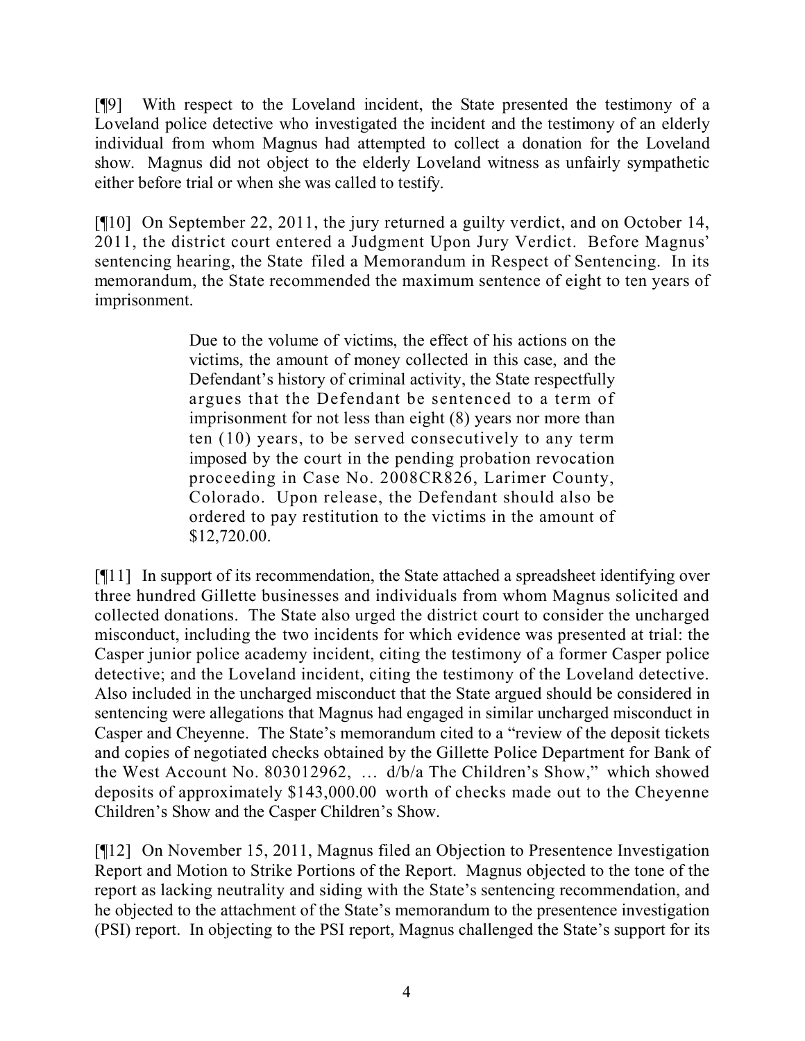[¶9] With respect to the Loveland incident, the State presented the testimony of a Loveland police detective who investigated the incident and the testimony of an elderly individual from whom Magnus had attempted to collect a donation for the Loveland show. Magnus did not object to the elderly Loveland witness as unfairly sympathetic either before trial or when she was called to testify.

[¶10] On September 22, 2011, the jury returned a guilty verdict, and on October 14, 2011, the district court entered a Judgment Upon Jury Verdict. Before Magnus' sentencing hearing, the State filed a Memorandum in Respect of Sentencing. In its memorandum, the State recommended the maximum sentence of eight to ten years of imprisonment.

> Due to the volume of victims, the effect of his actions on the victims, the amount of money collected in this case, and the Defendant's history of criminal activity, the State respectfully argues that the Defendant be sentenced to a term of imprisonment for not less than eight (8) years nor more than ten (10) years, to be served consecutively to any term imposed by the court in the pending probation revocation proceeding in Case No. 2008CR826, Larimer County, Colorado. Upon release, the Defendant should also be ordered to pay restitution to the victims in the amount of $12,720.00.

[¶11] In support of its recommendation, the State attached a spreadsheet identifying over three hundred Gillette businesses and individuals from whom Magnus solicited and collected donations. The State also urged the district court to consider the uncharged misconduct, including the two incidents for which evidence was presented at trial: the Casper junior police academy incident, citing the testimony of a former Casper police detective; and the Loveland incident, citing the testimony of the Loveland detective. Also included in the uncharged misconduct that the State argued should be considered in sentencing were allegations that Magnus had engaged in similar uncharged misconduct in Casper and Cheyenne. The State's memorandum cited to a "review of the deposit tickets and copies of negotiated checks obtained by the Gillette Police Department for Bank of the West Account No. 803012962, … d/b/a The Children's Show," which showed deposits of approximately $143,000.00 worth of checks made out to the Cheyenne Children's Show and the Casper Children's Show.

[¶12] On November 15, 2011, Magnus filed an Objection to Presentence Investigation Report and Motion to Strike Portions of the Report. Magnus objected to the tone of the report as lacking neutrality and siding with the State's sentencing recommendation, and he objected to the attachment of the State's memorandum to the presentence investigation (PSI) report. In objecting to the PSI report, Magnus challenged the State's support for its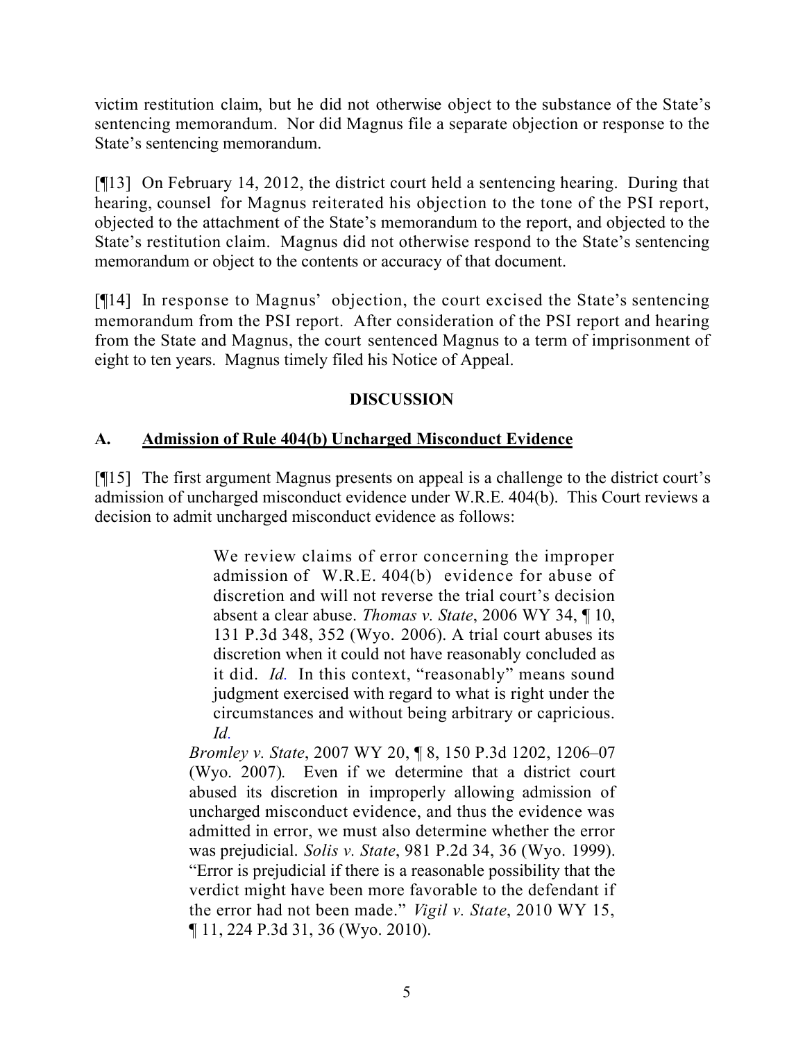victim restitution claim, but he did not otherwise object to the substance of the State's sentencing memorandum. Nor did Magnus file a separate objection or response to the State's sentencing memorandum.

[¶13] On February 14, 2012, the district court held a sentencing hearing. During that hearing, counsel for Magnus reiterated his objection to the tone of the PSI report, objected to the attachment of the State's memorandum to the report, and objected to the State's restitution claim. Magnus did not otherwise respond to the State's sentencing memorandum or object to the contents or accuracy of that document.

[¶14] In response to Magnus' objection, the court excised the State's sentencing memorandum from the PSI report. After consideration of the PSI report and hearing from the State and Magnus, the court sentenced Magnus to a term of imprisonment of eight to ten years. Magnus timely filed his Notice of Appeal.

## DISCUSSION

### A. Admission of Rule 404(b) Uncharged Misconduct Evidence

[¶15] The first argument Magnus presents on appeal is a challenge to the district court's admission of uncharged misconduct evidence under W.R.E. 404(b). This Court reviews a decision to admit uncharged misconduct evidence as follows:

> We review claims of error concerning the improper admission of W.R.E. 404(b) evidence for abuse of discretion and will not reverse the trial court's decision absent a clear abuse. *Thomas v. State*, 2006 WY 34, ¶ 10, 131 P.3d 348, 352 (Wyo. 2006). A trial court abuses its discretion when it could not have reasonably concluded as it did. *Id.* In this context, "reasonably" means sound judgment exercised with regard to what is right under the circumstances and without being arbitrary or capricious. *Id.*
>
> *Bromley v. State*, 2007 WY 20, ¶ 8, 150 P.3d 1202, 1206–07 (Wyo. 2007). Even if we determine that a district court abused its discretion in improperly allowing admission of uncharged misconduct evidence, and thus the evidence was admitted in error, we must also determine whether the error was prejudicial. *Solis v. State*, 981 P.2d 34, 36 (Wyo. 1999). "Error is prejudicial if there is a reasonable possibility that the verdict might have been more favorable to the defendant if the error had not been made." *Vigil v. State*, 2010 WY 15, ¶ 11, 224 P.3d 31, 36 (Wyo. 2010).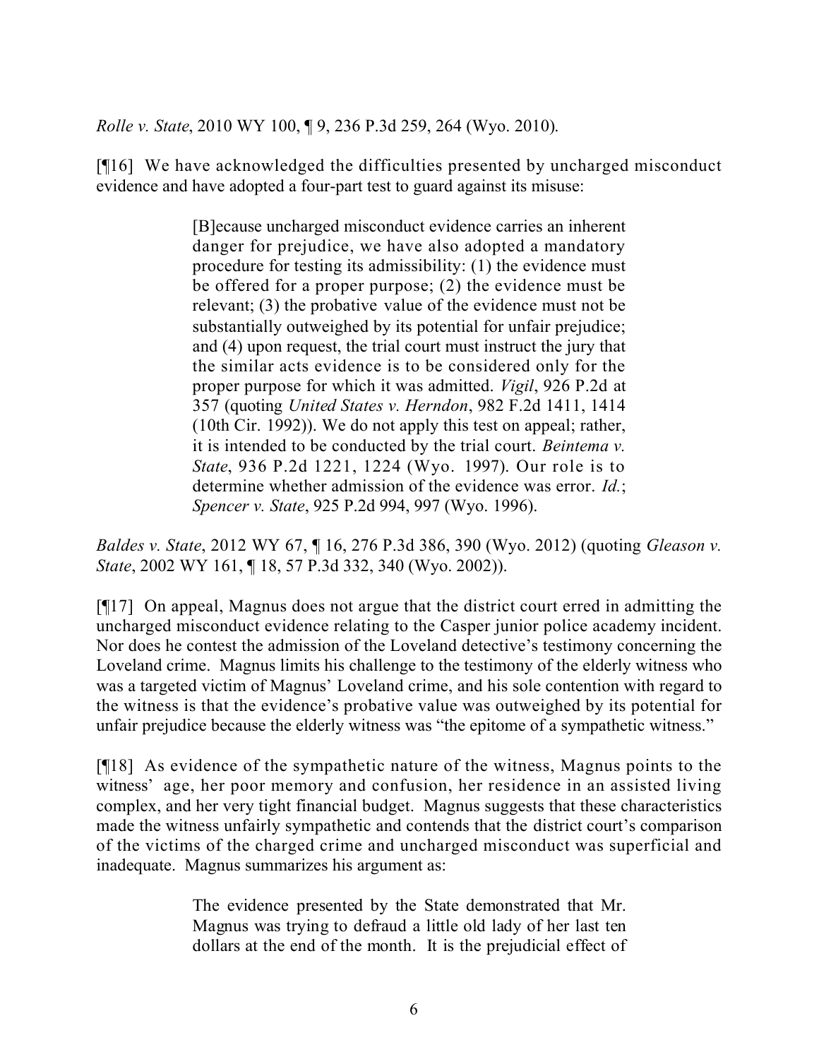*Rolle v. State*, 2010 WY 100, ¶ 9, 236 P.3d 259, 264 (Wyo. 2010).

[¶16] We have acknowledged the difficulties presented by uncharged misconduct evidence and have adopted a four-part test to guard against its misuse:

> [B]ecause uncharged misconduct evidence carries an inherent danger for prejudice, we have also adopted a mandatory procedure for testing its admissibility: (1) the evidence must be offered for a proper purpose; (2) the evidence must be relevant; (3) the probative value of the evidence must not be substantially outweighed by its potential for unfair prejudice; and (4) upon request, the trial court must instruct the jury that the similar acts evidence is to be considered only for the proper purpose for which it was admitted. *Vigil*, 926 P.2d at 357 (quoting *United States v. Herndon*, 982 F.2d 1411, 1414 (10th Cir. 1992)). We do not apply this test on appeal; rather, it is intended to be conducted by the trial court. *Beintema v. State*, 936 P.2d 1221, 1224 (Wyo. 1997). Our role is to determine whether admission of the evidence was error. *Id.*; *Spencer v. State*, 925 P.2d 994, 997 (Wyo. 1996).

*Baldes v. State*, 2012 WY 67, ¶ 16, 276 P.3d 386, 390 (Wyo. 2012) (quoting *Gleason v. State*, 2002 WY 161, ¶ 18, 57 P.3d 332, 340 (Wyo. 2002)).

[¶17] On appeal, Magnus does not argue that the district court erred in admitting the uncharged misconduct evidence relating to the Casper junior police academy incident. Nor does he contest the admission of the Loveland detective's testimony concerning the Loveland crime. Magnus limits his challenge to the testimony of the elderly witness who was a targeted victim of Magnus' Loveland crime, and his sole contention with regard to the witness is that the evidence's probative value was outweighed by its potential for unfair prejudice because the elderly witness was "the epitome of a sympathetic witness."

[¶18] As evidence of the sympathetic nature of the witness, Magnus points to the witness' age, her poor memory and confusion, her residence in an assisted living complex, and her very tight financial budget. Magnus suggests that these characteristics made the witness unfairly sympathetic and contends that the district court's comparison of the victims of the charged crime and uncharged misconduct was superficial and inadequate. Magnus summarizes his argument as:

> The evidence presented by the State demonstrated that Mr. Magnus was trying to defraud a little old lady of her last ten dollars at the end of the month. It is the prejudicial effect of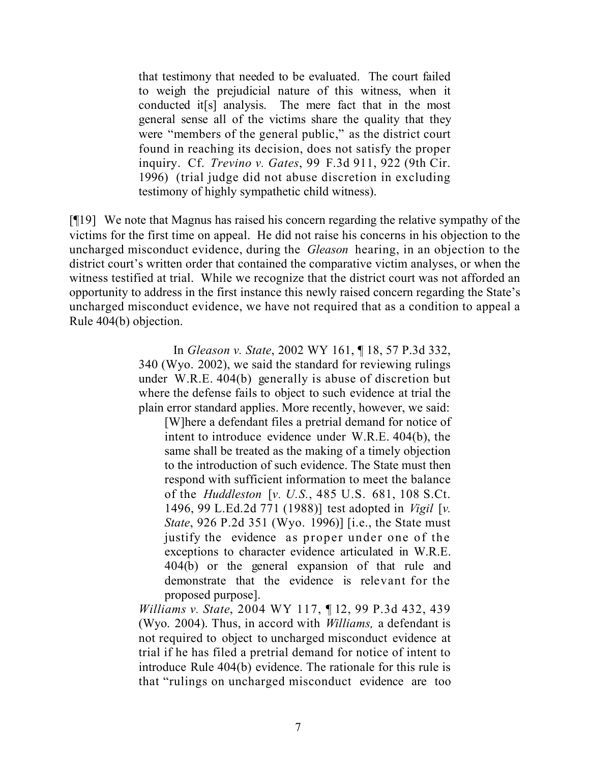> that testimony that needed to be evaluated. The court failed to weigh the prejudicial nature of this witness, when it conducted it[s] analysis. The mere fact that in the most general sense all of the victims share the quality that they were "members of the general public," as the district court found in reaching its decision, does not satisfy the proper inquiry. Cf. *Trevino v. Gates*, 99 F.3d 911, 922 (9th Cir. 1996) (trial judge did not abuse discretion in excluding testimony of highly sympathetic child witness).

[¶19] We note that Magnus has raised his concern regarding the relative sympathy of the victims for the first time on appeal. He did not raise his concerns in his objection to the uncharged misconduct evidence, during the *Gleason* hearing, in an objection to the district court's written order that contained the comparative victim analyses, or when the witness testified at trial. While we recognize that the district court was not afforded an opportunity to address in the first instance this newly raised concern regarding the State's uncharged misconduct evidence, we have not required that as a condition to appeal a Rule 404(b) objection.

> In *Gleason v. State*, 2002 WY 161, ¶ 18, 57 P.3d 332, 340 (Wyo. 2002), we said the standard for reviewing rulings under W.R.E. 404(b) generally is abuse of discretion but where the defense fails to object to such evidence at trial the plain error standard applies. More recently, however, we said:
>
> > [W]here a defendant files a pretrial demand for notice of intent to introduce evidence under W.R.E. 404(b), the same shall be treated as the making of a timely objection to the introduction of such evidence. The State must then respond with sufficient information to meet the balance of the *Huddleston* [*v. U.S.*, 485 U.S. 681, 108 S.Ct. 1496, 99 L.Ed.2d 771 (1988)] test adopted in *Vigil* [*v. State*, 926 P.2d 351 (Wyo. 1996)] [i.e., the State must justify the evidence as proper under one of the exceptions to character evidence articulated in W.R.E. 404(b) or the general expansion of that rule and demonstrate that the evidence is relevant for the proposed purpose].
>
> *Williams v. State*, 2004 WY 117, ¶ 12, 99 P.3d 432, 439 (Wyo. 2004). Thus, in accord with *Williams,* a defendant is not required to object to uncharged misconduct evidence at trial if he has filed a pretrial demand for notice of intent to introduce Rule 404(b) evidence. The rationale for this rule is that "rulings on uncharged misconduct evidence are too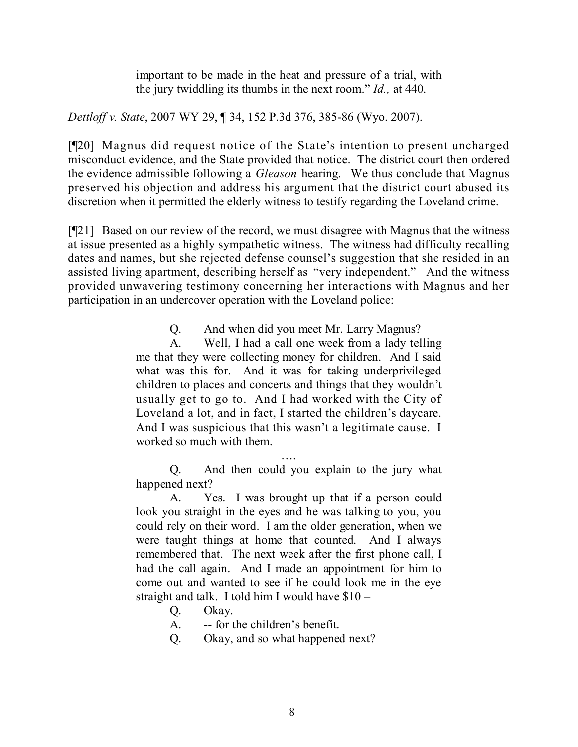> important to be made in the heat and pressure of a trial, with the jury twiddling its thumbs in the next room." *Id.,* at 440.

*Dettloff v. State*, 2007 WY 29, ¶ 34, 152 P.3d 376, 385-86 (Wyo. 2007).

[¶20] Magnus did request notice of the State's intention to present uncharged misconduct evidence, and the State provided that notice. The district court then ordered the evidence admissible following a *Gleason* hearing. We thus conclude that Magnus preserved his objection and address his argument that the district court abused its discretion when it permitted the elderly witness to testify regarding the Loveland crime.

[¶21] Based on our review of the record, we must disagree with Magnus that the witness at issue presented as a highly sympathetic witness. The witness had difficulty recalling dates and names, but she rejected defense counsel's suggestion that she resided in an assisted living apartment, describing herself as "very independent." And the witness provided unwavering testimony concerning her interactions with Magnus and her participation in an undercover operation with the Loveland police:

> Q. And when did you meet Mr. Larry Magnus?
>
> A. Well, I had a call one week from a lady telling me that they were collecting money for children. And I said what was this for. And it was for taking underprivileged children to places and concerts and things that they wouldn't usually get to go to. And I had worked with the City of Loveland a lot, and in fact, I started the children's daycare. And I was suspicious that this wasn't a legitimate cause. I worked so much with them.
>
> ….
>
> Q. And then could you explain to the jury what happened next?
>
> A. Yes. I was brought up that if a person could look you straight in the eyes and he was talking to you, you could rely on their word. I am the older generation, when we were taught things at home that counted. And I always remembered that. The next week after the first phone call, I had the call again. And I made an appointment for him to come out and wanted to see if he could look me in the eye straight and talk. I told him I would have $10 –
>
> Q. Okay.
>
> A. -- for the children's benefit.
>
> Q. Okay, and so what happened next?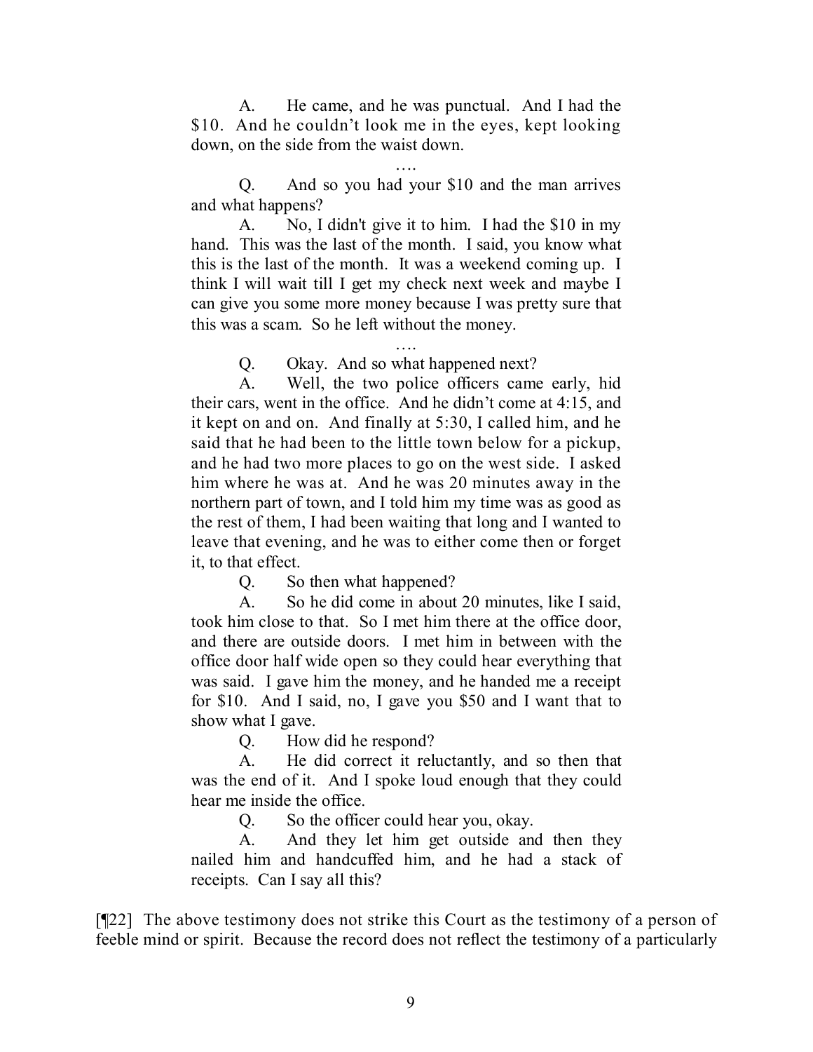A. He came, and he was punctual. And I had the $10. And he couldn't look me in the eyes, kept looking down, on the side from the waist down.

….

Q. And so you had your $10 and the man arrives and what happens?

A. No, I didn't give it to him. I had the $10 in my hand. This was the last of the month. I said, you know what this is the last of the month. It was a weekend coming up. I think I will wait till I get my check next week and maybe I can give you some more money because I was pretty sure that this was a scam. So he left without the money.

….

Q. Okay. And so what happened next?

A. Well, the two police officers came early, hid their cars, went in the office. And he didn't come at 4:15, and it kept on and on. And finally at 5:30, I called him, and he said that he had been to the little town below for a pickup, and he had two more places to go on the west side. I asked him where he was at. And he was 20 minutes away in the northern part of town, and I told him my time was as good as the rest of them, I had been waiting that long and I wanted to leave that evening, and he was to either come then or forget it, to that effect.

Q. So then what happened?

A. So he did come in about 20 minutes, like I said, took him close to that. So I met him there at the office door, and there are outside doors. I met him in between with the office door half wide open so they could hear everything that was said. I gave him the money, and he handed me a receipt for $10. And I said, no, I gave you $50 and I want that to show what I gave.

Q. How did he respond?

A. He did correct it reluctantly, and so then that was the end of it. And I spoke loud enough that they could hear me inside the office.

Q. So the officer could hear you, okay.

A. And they let him get outside and then they nailed him and handcuffed him, and he had a stack of receipts. Can I say all this?

[¶22] The above testimony does not strike this Court as the testimony of a person of feeble mind or spirit. Because the record does not reflect the testimony of a particularly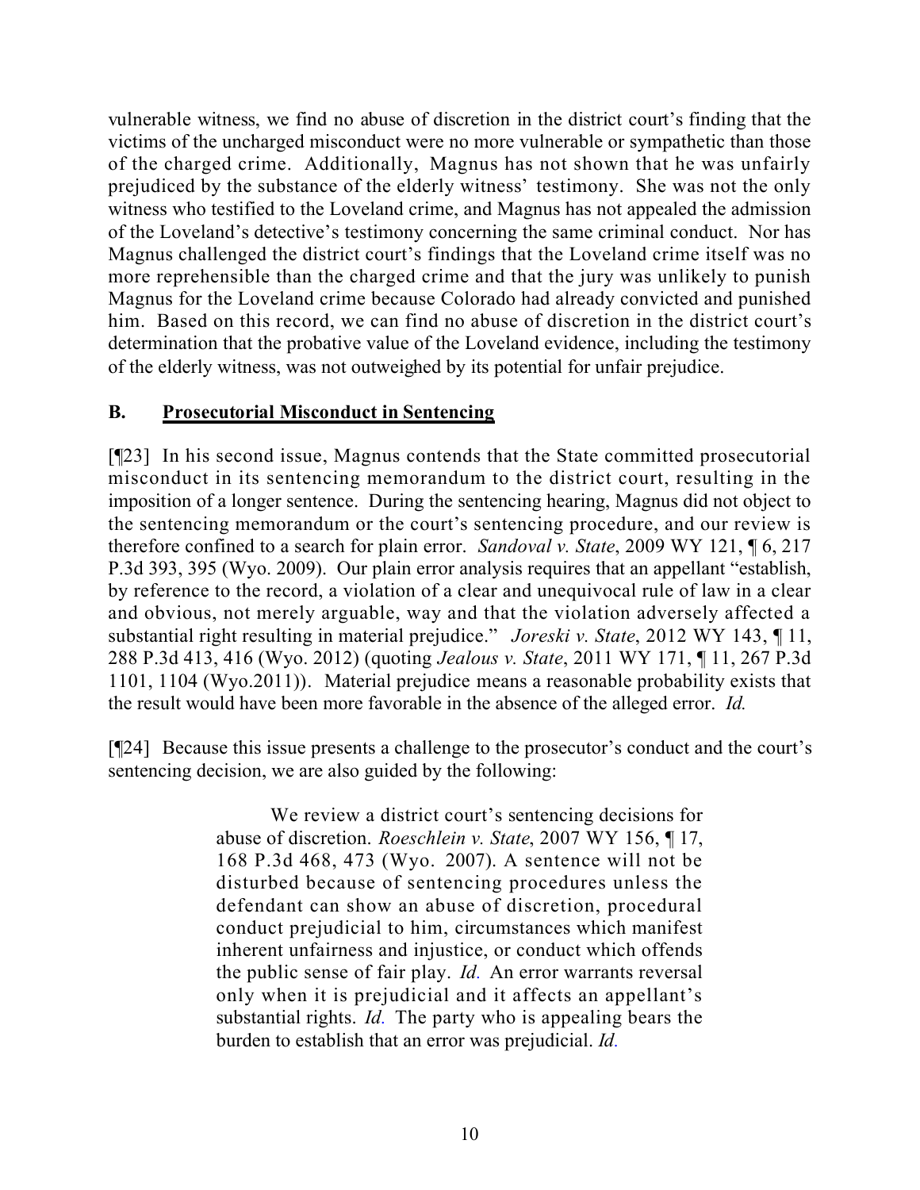vulnerable witness, we find no abuse of discretion in the district court's finding that the victims of the uncharged misconduct were no more vulnerable or sympathetic than those of the charged crime. Additionally, Magnus has not shown that he was unfairly prejudiced by the substance of the elderly witness' testimony. She was not the only witness who testified to the Loveland crime, and Magnus has not appealed the admission of the Loveland's detective's testimony concerning the same criminal conduct. Nor has Magnus challenged the district court's findings that the Loveland crime itself was no more reprehensible than the charged crime and that the jury was unlikely to punish Magnus for the Loveland crime because Colorado had already convicted and punished him. Based on this record, we can find no abuse of discretion in the district court's determination that the probative value of the Loveland evidence, including the testimony of the elderly witness, was not outweighed by its potential for unfair prejudice.

## B. Prosecutorial Misconduct in Sentencing

[¶23] In his second issue, Magnus contends that the State committed prosecutorial misconduct in its sentencing memorandum to the district court, resulting in the imposition of a longer sentence. During the sentencing hearing, Magnus did not object to the sentencing memorandum or the court's sentencing procedure, and our review is therefore confined to a search for plain error. *Sandoval v. State*, 2009 WY 121, ¶ 6, 217 P.3d 393, 395 (Wyo. 2009). Our plain error analysis requires that an appellant "establish, by reference to the record, a violation of a clear and unequivocal rule of law in a clear and obvious, not merely arguable, way and that the violation adversely affected a substantial right resulting in material prejudice." *Joreski v. State*, 2012 WY 143, ¶ 11, 288 P.3d 413, 416 (Wyo. 2012) (quoting *Jealous v. State*, 2011 WY 171, ¶ 11, 267 P.3d 1101, 1104 (Wyo.2011)). Material prejudice means a reasonable probability exists that the result would have been more favorable in the absence of the alleged error. *Id.*

[¶24] Because this issue presents a challenge to the prosecutor's conduct and the court's sentencing decision, we are also guided by the following:

> We review a district court's sentencing decisions for abuse of discretion. *Roeschlein v. State*, 2007 WY 156, ¶ 17, 168 P.3d 468, 473 (Wyo. 2007). A sentence will not be disturbed because of sentencing procedures unless the defendant can show an abuse of discretion, procedural conduct prejudicial to him, circumstances which manifest inherent unfairness and injustice, or conduct which offends the public sense of fair play. *Id.* An error warrants reversal only when it is prejudicial and it affects an appellant's substantial rights. *Id.* The party who is appealing bears the burden to establish that an error was prejudicial. *Id.*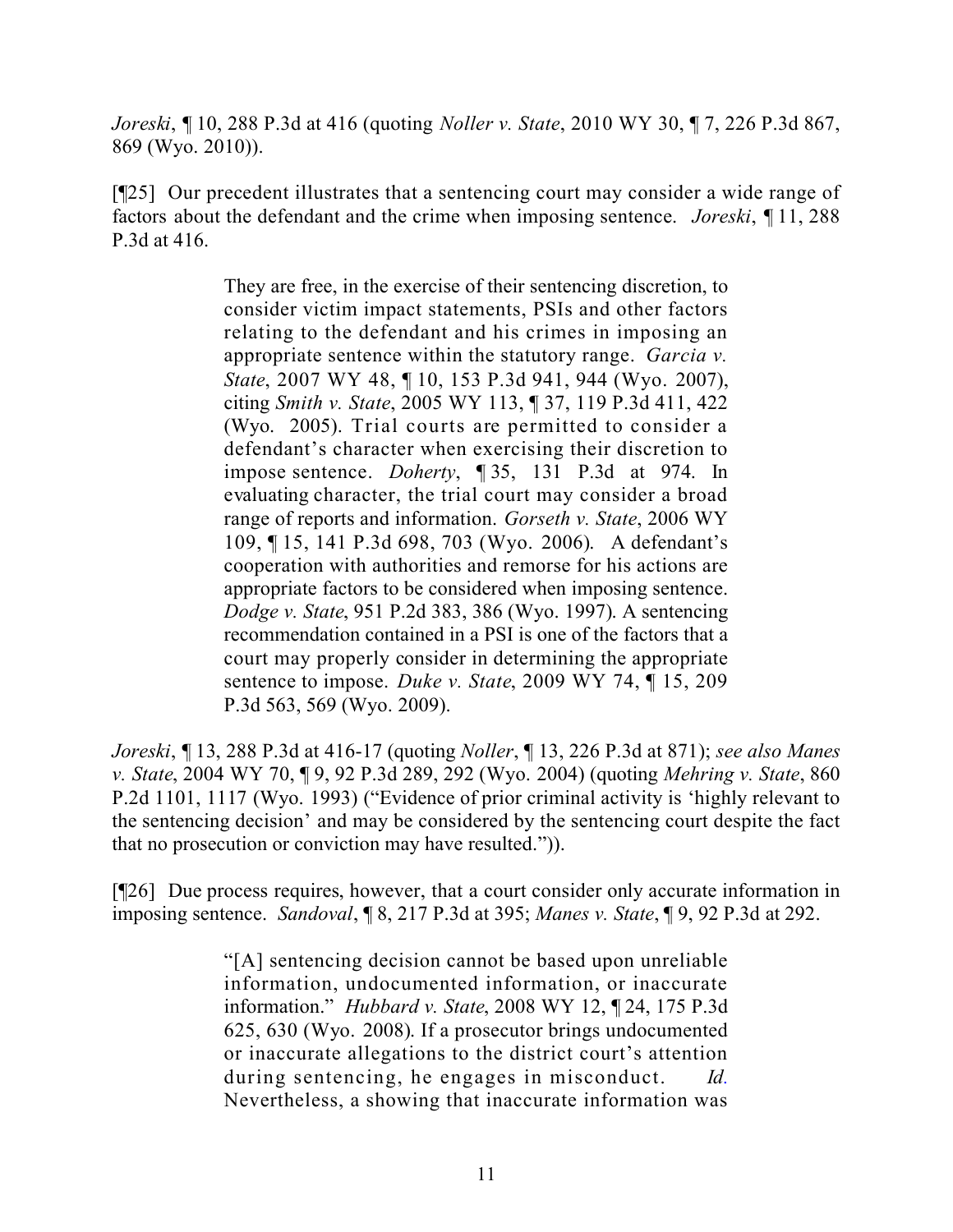*Joreski*, ¶ 10, 288 P.3d at 416 (quoting *Noller v. State*, 2010 WY 30, ¶ 7, 226 P.3d 867, 869 (Wyo. 2010)).

[¶25] Our precedent illustrates that a sentencing court may consider a wide range of factors about the defendant and the crime when imposing sentence. *Joreski*, ¶ 11, 288 P.3d at 416.

> They are free, in the exercise of their sentencing discretion, to consider victim impact statements, PSIs and other factors relating to the defendant and his crimes in imposing an appropriate sentence within the statutory range. *Garcia v. State*, 2007 WY 48, ¶ 10, 153 P.3d 941, 944 (Wyo. 2007), citing *Smith v. State*, 2005 WY 113, ¶ 37, 119 P.3d 411, 422 (Wyo. 2005). Trial courts are permitted to consider a defendant's character when exercising their discretion to impose sentence. *Doherty*, ¶ 35, 131 P.3d at 974. In evaluating character, the trial court may consider a broad range of reports and information. *Gorseth v. State*, 2006 WY 109, ¶ 15, 141 P.3d 698, 703 (Wyo. 2006). A defendant's cooperation with authorities and remorse for his actions are appropriate factors to be considered when imposing sentence. *Dodge v. State*, 951 P.2d 383, 386 (Wyo. 1997). A sentencing recommendation contained in a PSI is one of the factors that a court may properly consider in determining the appropriate sentence to impose. *Duke v. State*, 2009 WY 74, ¶ 15, 209 P.3d 563, 569 (Wyo. 2009).

*Joreski*, ¶ 13, 288 P.3d at 416-17 (quoting *Noller*, ¶ 13, 226 P.3d at 871); *see also Manes v. State*, 2004 WY 70, ¶ 9, 92 P.3d 289, 292 (Wyo. 2004) (quoting *Mehring v. State*, 860 P.2d 1101, 1117 (Wyo. 1993) ("Evidence of prior criminal activity is 'highly relevant to the sentencing decision' and may be considered by the sentencing court despite the fact that no prosecution or conviction may have resulted.")).

[¶26] Due process requires, however, that a court consider only accurate information in imposing sentence. *Sandoval*, ¶ 8, 217 P.3d at 395; *Manes v. State*, ¶ 9, 92 P.3d at 292.

> "[A] sentencing decision cannot be based upon unreliable information, undocumented information, or inaccurate information." *Hubbard v. State*, 2008 WY 12, ¶ 24, 175 P.3d 625, 630 (Wyo. 2008). If a prosecutor brings undocumented or inaccurate allegations to the district court's attention during sentencing, he engages in misconduct. *Id.* Nevertheless, a showing that inaccurate information was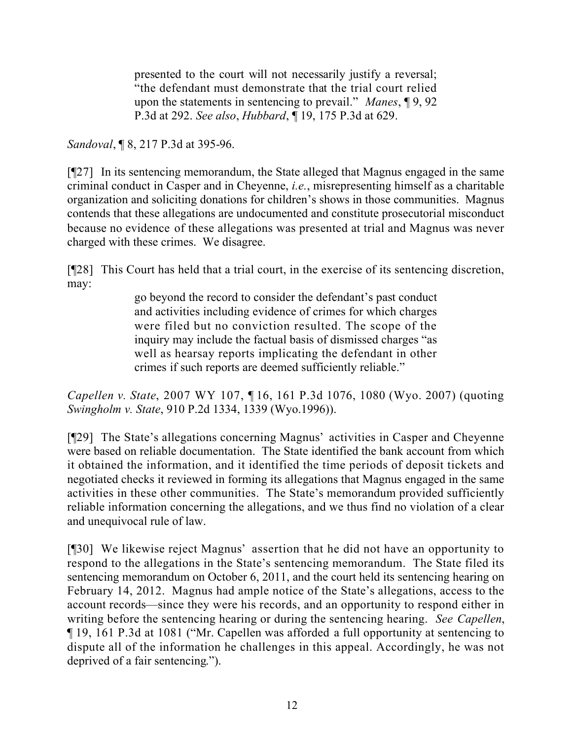> presented to the court will not necessarily justify a reversal; "the defendant must demonstrate that the trial court relied upon the statements in sentencing to prevail." *Manes*, ¶ 9, 92 P.3d at 292. *See also*, *Hubbard*, ¶ 19, 175 P.3d at 629.

*Sandoval*, ¶ 8, 217 P.3d at 395-96.

[¶27] In its sentencing memorandum, the State alleged that Magnus engaged in the same criminal conduct in Casper and in Cheyenne, *i.e.*, misrepresenting himself as a charitable organization and soliciting donations for children's shows in those communities. Magnus contends that these allegations are undocumented and constitute prosecutorial misconduct because no evidence of these allegations was presented at trial and Magnus was never charged with these crimes. We disagree.

[¶28] This Court has held that a trial court, in the exercise of its sentencing discretion, may:

> go beyond the record to consider the defendant's past conduct and activities including evidence of crimes for which charges were filed but no conviction resulted. The scope of the inquiry may include the factual basis of dismissed charges "as well as hearsay reports implicating the defendant in other crimes if such reports are deemed sufficiently reliable."

*Capellen v. State*, 2007 WY 107, ¶ 16, 161 P.3d 1076, 1080 (Wyo. 2007) (quoting *Swingholm v. State*, 910 P.2d 1334, 1339 (Wyo.1996)).

[¶29] The State's allegations concerning Magnus' activities in Casper and Cheyenne were based on reliable documentation. The State identified the bank account from which it obtained the information, and it identified the time periods of deposit tickets and negotiated checks it reviewed in forming its allegations that Magnus engaged in the same activities in these other communities. The State's memorandum provided sufficiently reliable information concerning the allegations, and we thus find no violation of a clear and unequivocal rule of law.

[¶30] We likewise reject Magnus' assertion that he did not have an opportunity to respond to the allegations in the State's sentencing memorandum. The State filed its sentencing memorandum on October 6, 2011, and the court held its sentencing hearing on February 14, 2012. Magnus had ample notice of the State's allegations, access to the account records—since they were his records, and an opportunity to respond either in writing before the sentencing hearing or during the sentencing hearing. *See Capellen*, ¶ 19, 161 P.3d at 1081 ("Mr. Capellen was afforded a full opportunity at sentencing to dispute all of the information he challenges in this appeal. Accordingly, he was not deprived of a fair sentencing.").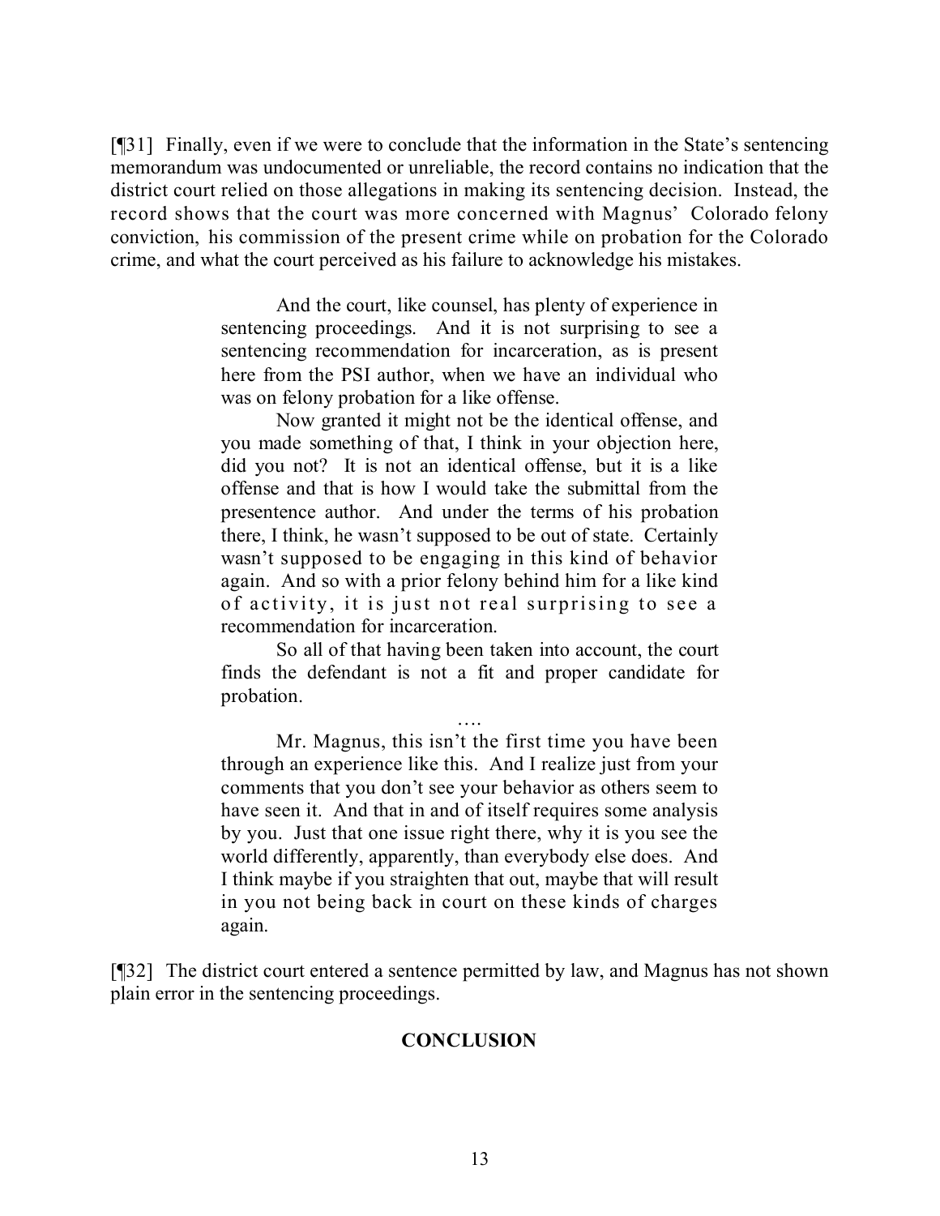[¶31] Finally, even if we were to conclude that the information in the State's sentencing memorandum was undocumented or unreliable, the record contains no indication that the district court relied on those allegations in making its sentencing decision. Instead, the record shows that the court was more concerned with Magnus' Colorado felony conviction, his commission of the present crime while on probation for the Colorado crime, and what the court perceived as his failure to acknowledge his mistakes.

> And the court, like counsel, has plenty of experience in sentencing proceedings. And it is not surprising to see a sentencing recommendation for incarceration, as is present here from the PSI author, when we have an individual who was on felony probation for a like offense.
>
> Now granted it might not be the identical offense, and you made something of that, I think in your objection here, did you not? It is not an identical offense, but it is a like offense and that is how I would take the submittal from the presentence author. And under the terms of his probation there, I think, he wasn't supposed to be out of state. Certainly wasn't supposed to be engaging in this kind of behavior again. And so with a prior felony behind him for a like kind of activity, it is just not real surprising to see a recommendation for incarceration.
>
> So all of that having been taken into account, the court finds the defendant is not a fit and proper candidate for probation.
>
> ….
>
> Mr. Magnus, this isn't the first time you have been through an experience like this. And I realize just from your comments that you don't see your behavior as others seem to have seen it. And that in and of itself requires some analysis by you. Just that one issue right there, why it is you see the world differently, apparently, than everybody else does. And I think maybe if you straighten that out, maybe that will result in you not being back in court on these kinds of charges again.

[¶32] The district court entered a sentence permitted by law, and Magnus has not shown plain error in the sentencing proceedings.

## CONCLUSION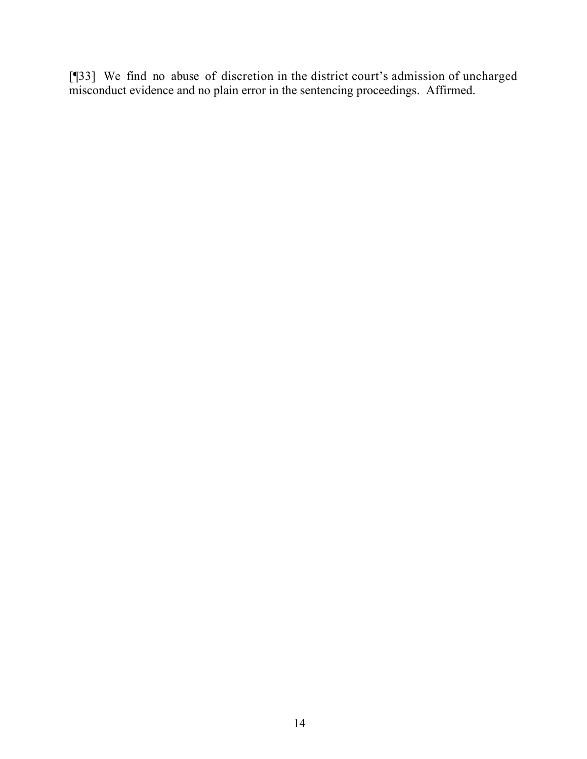[¶33] We find no abuse of discretion in the district court's admission of uncharged misconduct evidence and no plain error in the sentencing proceedings. Affirmed.